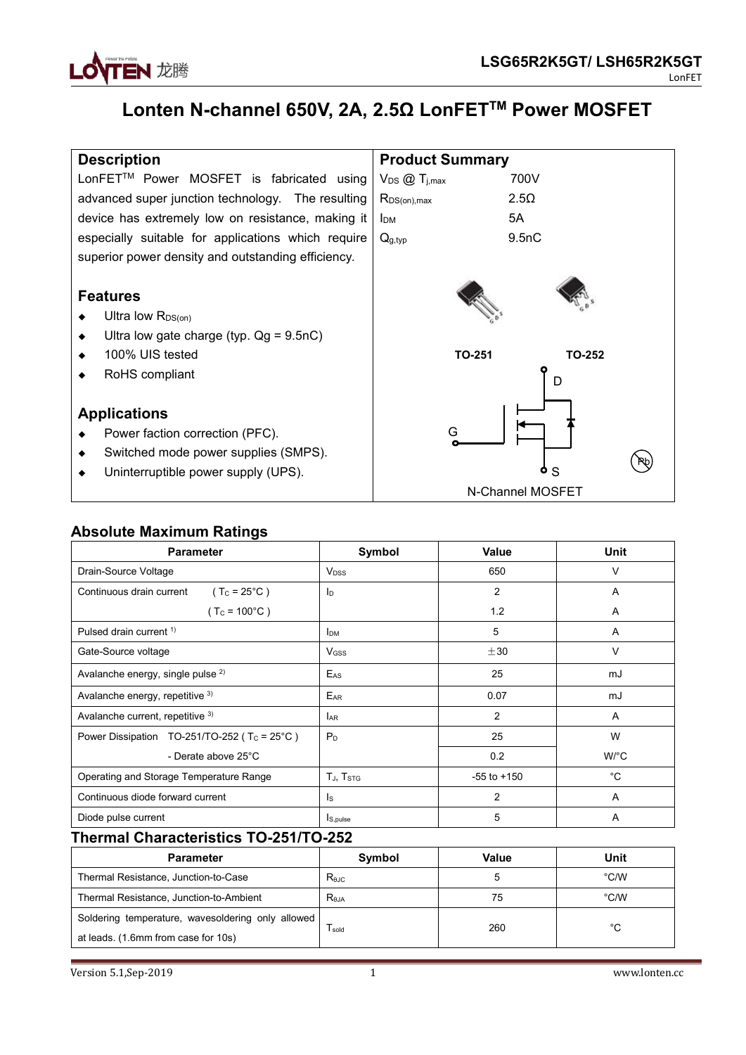# Lonten N-channel 650V, 2A, 2.5Ω LonFET™ Power MOSFET

## Description

LonFET™ Power MOSFET is fabricated using advanced super junction technology. The resulting device has extremely low on resistance, making it especially suitable for applications which require superior power density and outstanding efficiency.

## Features

- Ultra low $R_{DS(on)}$
- Ultra low gate charge (typ. Qg = 9.5nC)
- 100% UIS tested
- RoHS compliant

## Applications

- Power faction correction (PFC).
- Switched mode power supplies (SMPS).
- Uninterruptible power supply (UPS).

## Product Summary

| | |
|---|---|
| $V_{DS}$ @ $T_{j,max}$ | 700V |
| $R_{DS(on),max}$ | 2.5Ω |
| $I_{DM}$ | 5A |
| $Q_{g,typ}$ | 9.5nC |

TO-251 TO-252

N-Channel MOSFET

## Absolute Maximum Ratings

| Parameter | Symbol | Value | Unit |
|---|---|---|---|
| Drain-Source Voltage | $V_{DSS}$ | 650 | V |
| Continuous drain current ( $T_C$ = 25°C ) | $I_D$ | 2 | A |
| ( $T_C$ = 100°C ) | | 1.2 | A |
| Pulsed drain current [1] | $I_{DM}$ | 5 | A |
| Gate-Source voltage | $V_{GSS}$ | ±30 | V |
| Avalanche energy, single pulse [2] | $E_{AS}$ | 25 | mJ |
| Avalanche energy, repetitive [3] | $E_{AR}$ | 0.07 | mJ |
| Avalanche current, repetitive [3] | $I_{AR}$ | 2 | A |
| Power Dissipation TO-251/TO-252 ( $T_C$ = 25°C ) | $P_D$ | 25 | W |
| - Derate above 25°C | | 0.2 | W/°C |
| Operating and Storage Temperature Range | $T_J$, $T_{STG}$ | -55 to +150 | °C |
| Continuous diode forward current | $I_S$ | 2 | A |
| Diode pulse current | $I_{S,pulse}$ | 5 | A |

## Thermal Characteristics TO-251/TO-252

| Parameter | Symbol | Value | Unit |
|---|---|---|---|
| Thermal Resistance, Junction-to-Case | $R_{\theta JC}$ | 5 | °C/W |
| Thermal Resistance, Junction-to-Ambient | $R_{\theta JA}$ | 75 | °C/W |
| Soldering temperature, wavesoldering only allowed at leads. (1.6mm from case for 10s) | $T_{sold}$ | 260 | °C |

Version 5.1,Sep-2019 www.lonten.cc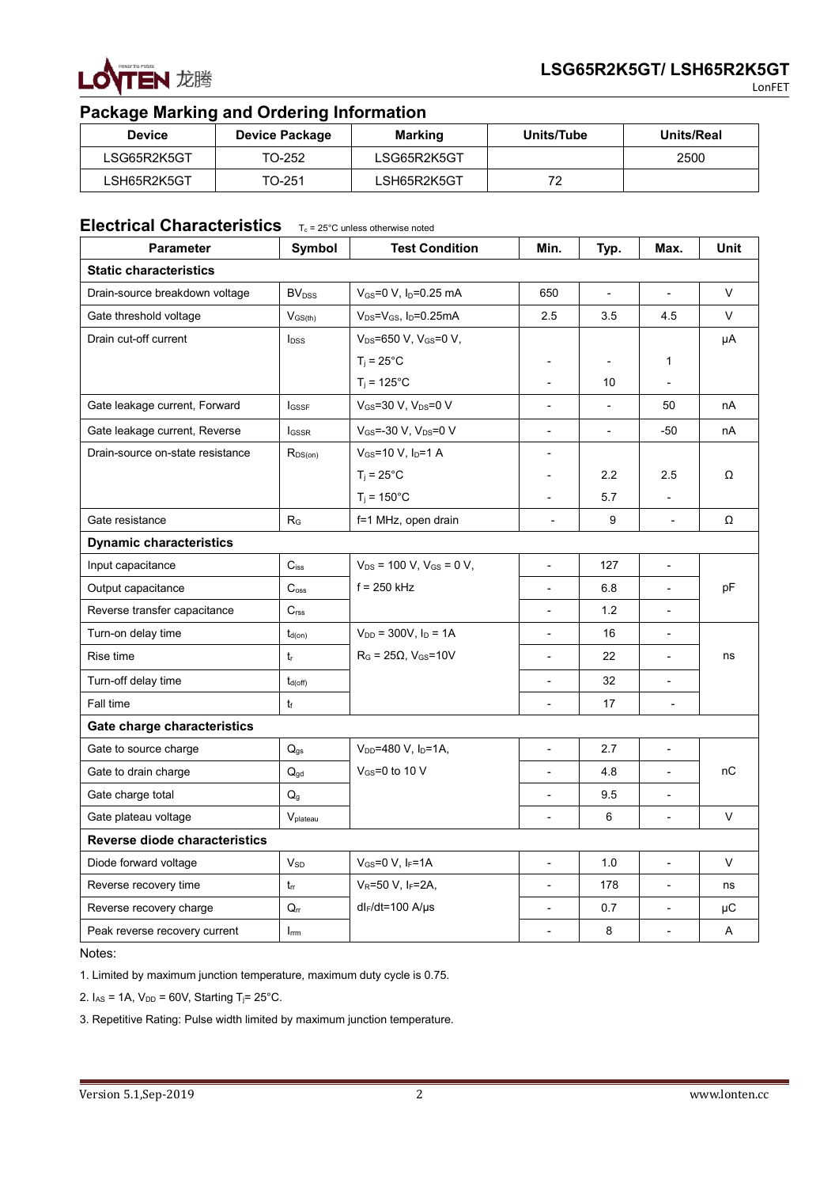## Package Marking and Ordering Information

| Device | Device Package | Marking | Units/Tube | Units/Real |
|---|---|---|---|---|
| LSG65R2K5GT | TO-252 | LSG65R2K5GT | | 2500 |
| LSH65R2K5GT | TO-251 | LSH65R2K5GT | 72 | |

## Electrical Characteristics

$T_c$ = 25°C unless otherwise noted

| Parameter | Symbol | Test Condition | Min. | Typ. | Max. | Unit |
|---|---|---|---|---|---|---|
| **Static characteristics** | | | | | | |
| Drain-source breakdown voltage | $BV_{DSS}$ | $V_{GS}$=0 V, $I_D$=0.25 mA | 650 | - | - | V |
| Gate threshold voltage | $V_{GS(th)}$ | $V_{DS}$=$V_{GS}$, $I_D$=0.25mA | 2.5 | 3.5 | 4.5 | V |
| Drain cut-off current | $I_{DSS}$ | $V_{DS}$=650 V, $V_{GS}$=0 V, | | | | μA |
| | | $T_j$ = 25°C | - | - | 1 | |
| | | $T_j$ = 125°C | - | 10 | - | |
| Gate leakage current, Forward | $I_{GSSF}$ | $V_{GS}$=30 V, $V_{DS}$=0 V | - | - | 50 | nA |
| Gate leakage current, Reverse | $I_{GSSR}$ | $V_{GS}$=-30 V, $V_{DS}$=0 V | - | - | -50 | nA |
| Drain-source on-state resistance | $R_{DS(on)}$ | $V_{GS}$=10 V, $I_D$=1 A | - | | | |
| | | $T_j$ = 25°C | - | 2.2 | 2.5 | Ω |
| | | $T_j$ = 150°C | - | 5.7 | - | |
| Gate resistance | $R_G$ | f=1 MHz, open drain | - | 9 | - | Ω |
| **Dynamic characteristics** | | | | | | |
| Input capacitance | $C_{iss}$ | $V_{DS}$ = 100 V, $V_{GS}$ = 0 V, | - | 127 | - | pF |
| Output capacitance | $C_{oss}$ | f = 250 kHz | - | 6.8 | - | |
| Reverse transfer capacitance | $C_{rss}$ | | - | 1.2 | - | |
| Turn-on delay time | $t_{d(on)}$ | $V_{DD}$ = 300V, $I_D$ = 1A | - | 16 | - | ns |
| Rise time | $t_r$ | $R_G$ = 25Ω, $V_{GS}$=10V | - | 22 | - | |
| Turn-off delay time | $t_{d(off)}$ | | - | 32 | - | |
| Fall time | $t_f$ | | - | 17 | - | |
| **Gate charge characteristics** | | | | | | |
| Gate to source charge | $Q_{gs}$ | $V_{DD}$=480 V, $I_D$=1A, | - | 2.7 | - | nC |
| Gate to drain charge | $Q_{gd}$ | $V_{GS}$=0 to 10 V | - | 4.8 | - | |
| Gate charge total | $Q_g$ | | - | 9.5 | - | |
| Gate plateau voltage | $V_{plateau}$ | | - | 6 | - | V |
| **Reverse diode characteristics** | | | | | | |
| Diode forward voltage | $V_{SD}$ | $V_{GS}$=0 V, $I_F$=1A | - | 1.0 | - | V |
| Reverse recovery time | $t_{rr}$ | $V_R$=50 V, $I_F$=2A, | - | 178 | - | ns |
| Reverse recovery charge | $Q_{rr}$ | $dI_F/dt$=100 A/μs | - | 0.7 | - | μC |
| Peak reverse recovery current | $I_{rrm}$ | | - | 8 | - | A |

Notes:

1. Limited by maximum junction temperature, maximum duty cycle is 0.75.
2. $I_{AS}$ = 1A, $V_{DD}$ = 60V, Starting $T_j$= 25°C.
3. Repetitive Rating: Pulse width limited by maximum junction temperature.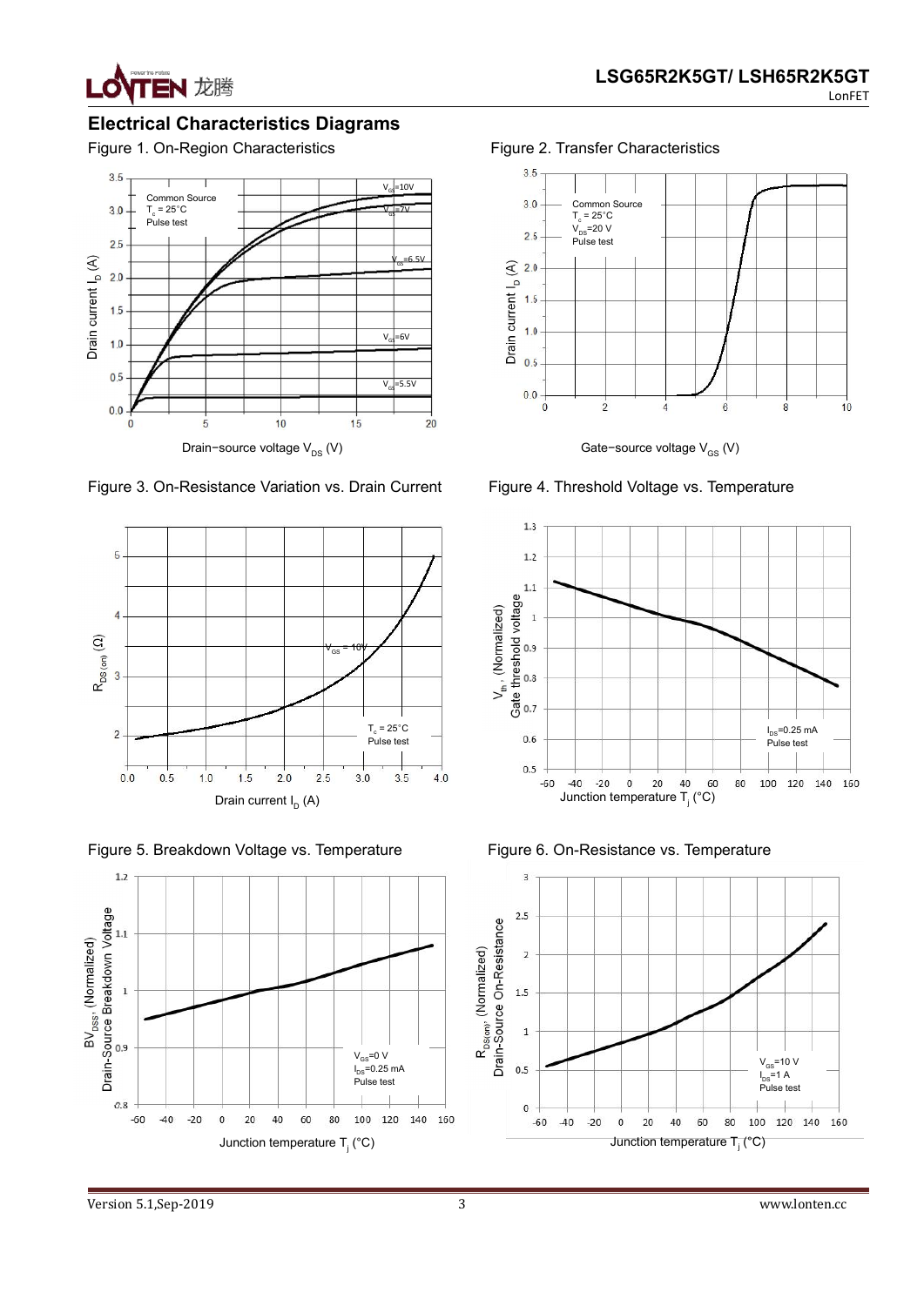## Electrical Characteristics Diagrams

Figure 1. On-Region Characteristics

Common Source
$T_c$ = 25°C
Pulse test

$V_{GS}$=10V, $V_{GS}$=7V, $V_{GS}$=6.5V, $V_{GS}$=6V, $V_{GS}$=5.5V

Drain current $I_D$ (A)

Drain−source voltage $V_{DS}$ (V)

Figure 2. Transfer Characteristics

Common Source
$T_c$ = 25°C
$V_{DS}$=20 V
Pulse test

Drain current $I_D$ (A)

Gate−source voltage $V_{GS}$ (V)

Figure 3. On-Resistance Variation vs. Drain Current

$V_{GS}$ = 10V

$T_c$ = 25°C
Pulse test

$R_{DS(on)}$ (Ω)

Drain current $I_D$ (A)

Figure 4. Threshold Voltage vs. Temperature

$I_{DS}$=0.25 mA
Pulse test

$V_{th}$, (Normalized) Gate threshold voltage

Junction temperature $T_j$ (°C)

Figure 5. Breakdown Voltage vs. Temperature

$V_{GS}$=0 V
$I_{DS}$=0.25 mA
Pulse test

$BV_{DSS}$, (Normalized) Drain-Source Breakdown Voltage

Junction temperature $T_j$ (°C)

Figure 6. On-Resistance vs. Temperature

$V_{GS}$=10 V
$I_{DS}$=1 A
Pulse test

$R_{DS(on)}$, (Normalized) Drain-Source On-Resistance

Junction temperature $T_j$ (°C)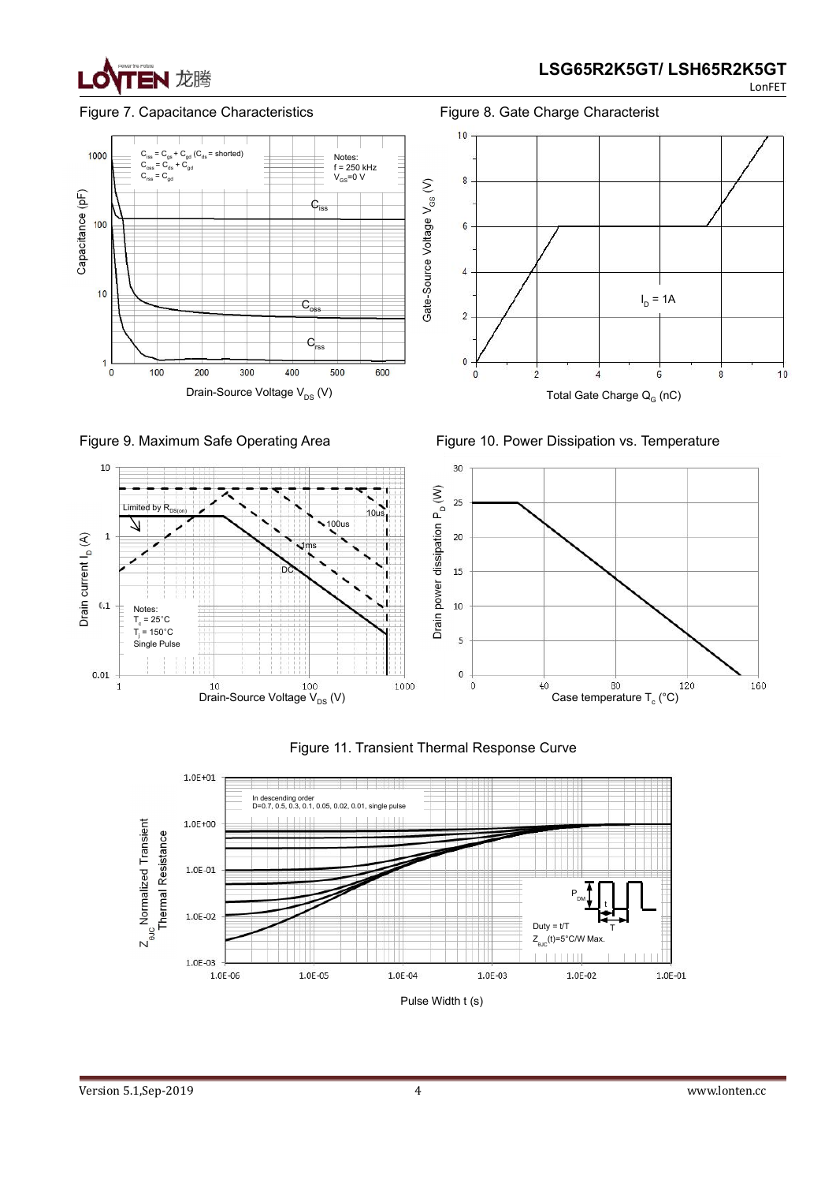Figure 7. Capacitance Characteristics

Figure 8. Gate Charge Characterist

Figure 9. Maximum Safe Operating Area

Figure 10. Power Dissipation vs. Temperature

Figure 11. Transient Thermal Response Curve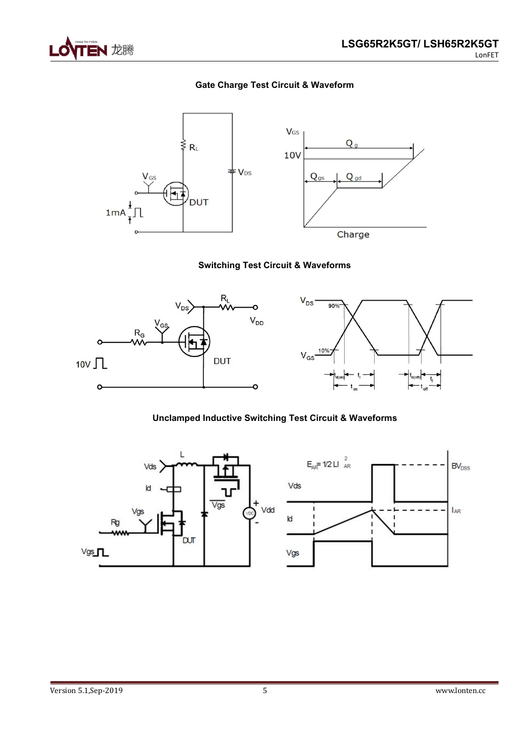### Gate Charge Test Circuit & Waveform

### Switching Test Circuit & Waveforms

### Unclamped Inductive Switching Test Circuit & Waveforms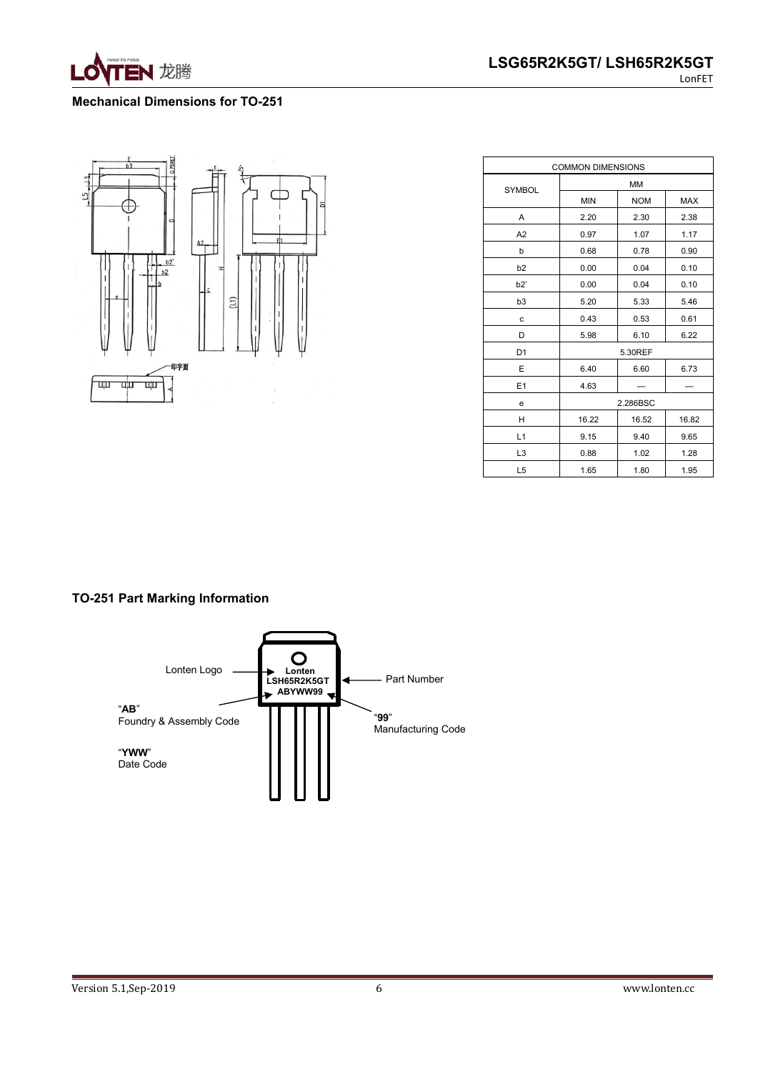## Mechanical Dimensions for TO-251

| SYMBOL | MM | | |
|---|---|---|---|
| | MIN | NOM | MAX |
| A | 2.20 | 2.30 | 2.38 |
| A2 | 0.97 | 1.07 | 1.17 |
| b | 0.68 | 0.78 | 0.90 |
| b2 | 0.00 | 0.04 | 0.10 |
| b2' | 0.00 | 0.04 | 0.10 |
| b3 | 5.20 | 5.33 | 5.46 |
| c | 0.43 | 0.53 | 0.61 |
| D | 5.98 | 6.10 | 6.22 |
| D1 | 5.30REF | | |
| E | 6.40 | 6.60 | 6.73 |
| E1 | 4.63 | — | — |
| e | 2.286BSC | | |
| H | 16.22 | 16.52 | 16.82 |
| L1 | 9.15 | 9.40 | 9.65 |
| L3 | 0.88 | 1.02 | 1.28 |
| L5 | 1.65 | 1.80 | 1.95 |

## TO-251 Part Marking Information

Lonten Logo

Part Number

"**AB**"
Foundry & Assembly Code

"**99**"
Manufacturing Code

"**YWW**"
Date Code

**Lonten**
**LSH65R2K5GT**
**ABYWW99**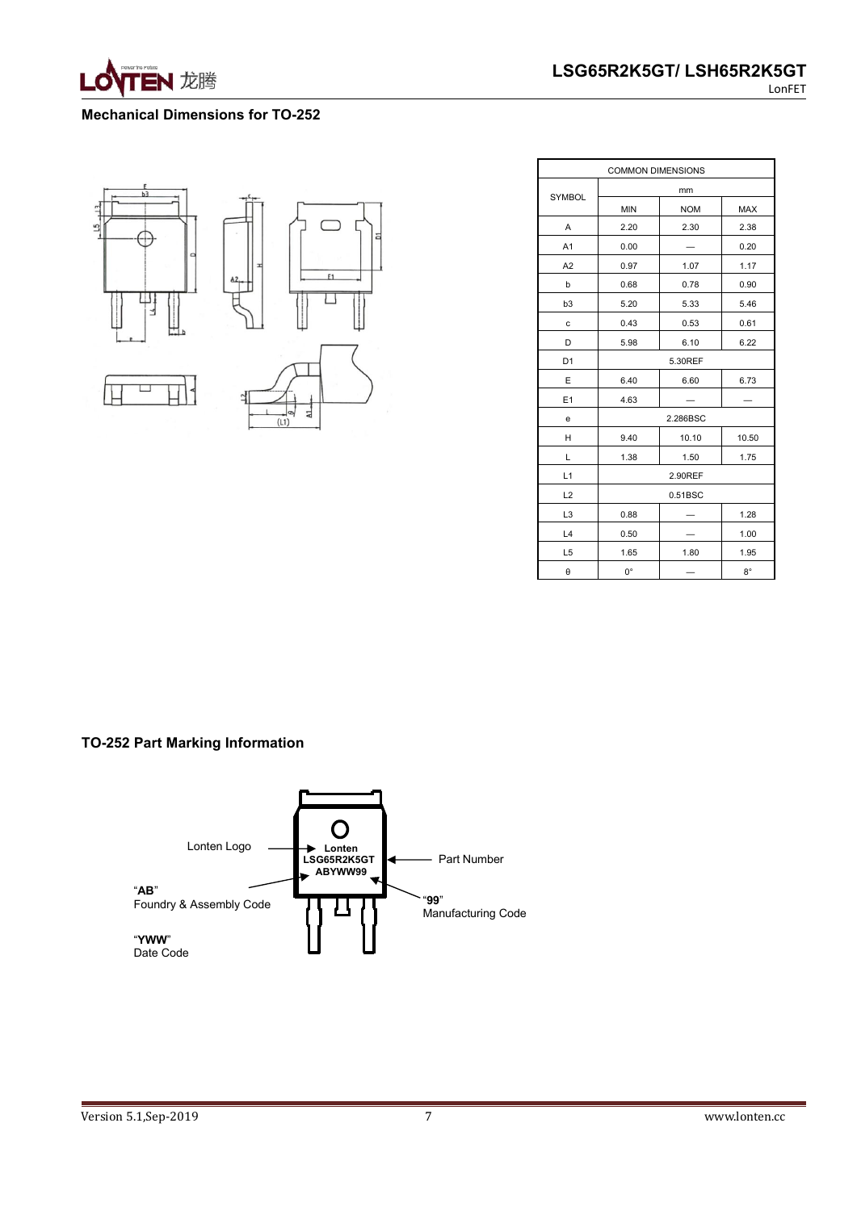## Mechanical Dimensions for TO-252

| SYMBOL | COMMON DIMENSIONS | | |
|---|---|---|---|
| | mm | | |
| | MIN | NOM | MAX |
| A | 2.20 | 2.30 | 2.38 |
| A1 | 0.00 | — | 0.20 |
| A2 | 0.97 | 1.07 | 1.17 |
| b | 0.68 | 0.78 | 0.90 |
| b3 | 5.20 | 5.33 | 5.46 |
| c | 0.43 | 0.53 | 0.61 |
| D | 5.98 | 6.10 | 6.22 |
| D1 | 5.30REF | | |
| E | 6.40 | 6.60 | 6.73 |
| E1 | 4.63 | — | — |
| e | 2.286BSC | | |
| H | 9.40 | 10.10 | 10.50 |
| L | 1.38 | 1.50 | 1.75 |
| L1 | 2.90REF | | |
| L2 | 0.51BSC | | |
| L3 | 0.88 | — | 1.28 |
| L4 | 0.50 | — | 1.00 |
| L5 | 1.65 | 1.80 | 1.95 |
| θ | 0° | — | 8° |

## TO-252 Part Marking Information

Lonten Logo

"**AB**"
Foundry & Assembly Code

"**YWW**"
Date Code

**Lonten**
**LSG65R2K5GT**
**ABYWW99**

Part Number

"**99**"
Manufacturing Code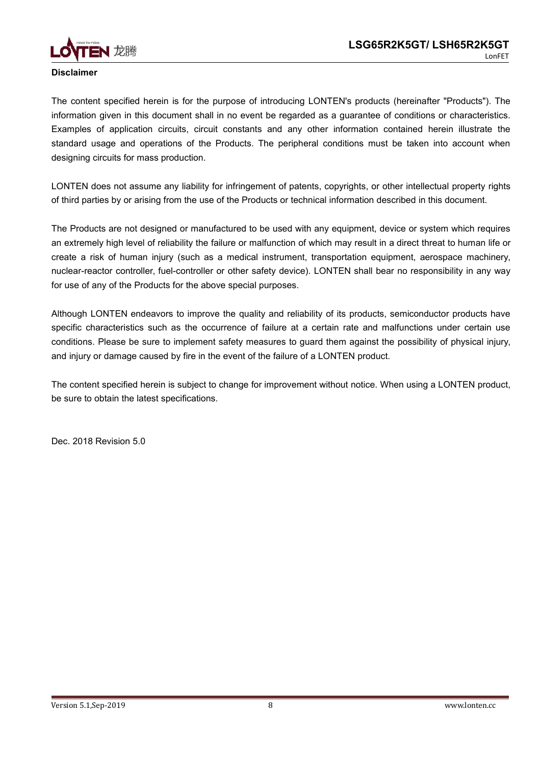**Disclaimer**

The content specified herein is for the purpose of introducing LONTEN's products (hereinafter "Products"). The information given in this document shall in no event be regarded as a guarantee of conditions or characteristics. Examples of application circuits, circuit constants and any other information contained herein illustrate the standard usage and operations of the Products. The peripheral conditions must be taken into account when designing circuits for mass production.

LONTEN does not assume any liability for infringement of patents, copyrights, or other intellectual property rights of third parties by or arising from the use of the Products or technical information described in this document.

The Products are not designed or manufactured to be used with any equipment, device or system which requires an extremely high level of reliability the failure or malfunction of which may result in a direct threat to human life or create a risk of human injury (such as a medical instrument, transportation equipment, aerospace machinery, nuclear-reactor controller, fuel-controller or other safety device). LONTEN shall bear no responsibility in any way for use of any of the Products for the above special purposes.

Although LONTEN endeavors to improve the quality and reliability of its products, semiconductor products have specific characteristics such as the occurrence of failure at a certain rate and malfunctions under certain use conditions. Please be sure to implement safety measures to guard them against the possibility of physical injury, and injury or damage caused by fire in the event of the failure of a LONTEN product.

The content specified herein is subject to change for improvement without notice. When using a LONTEN product, be sure to obtain the latest specifications.

Dec. 2018 Revision 5.0